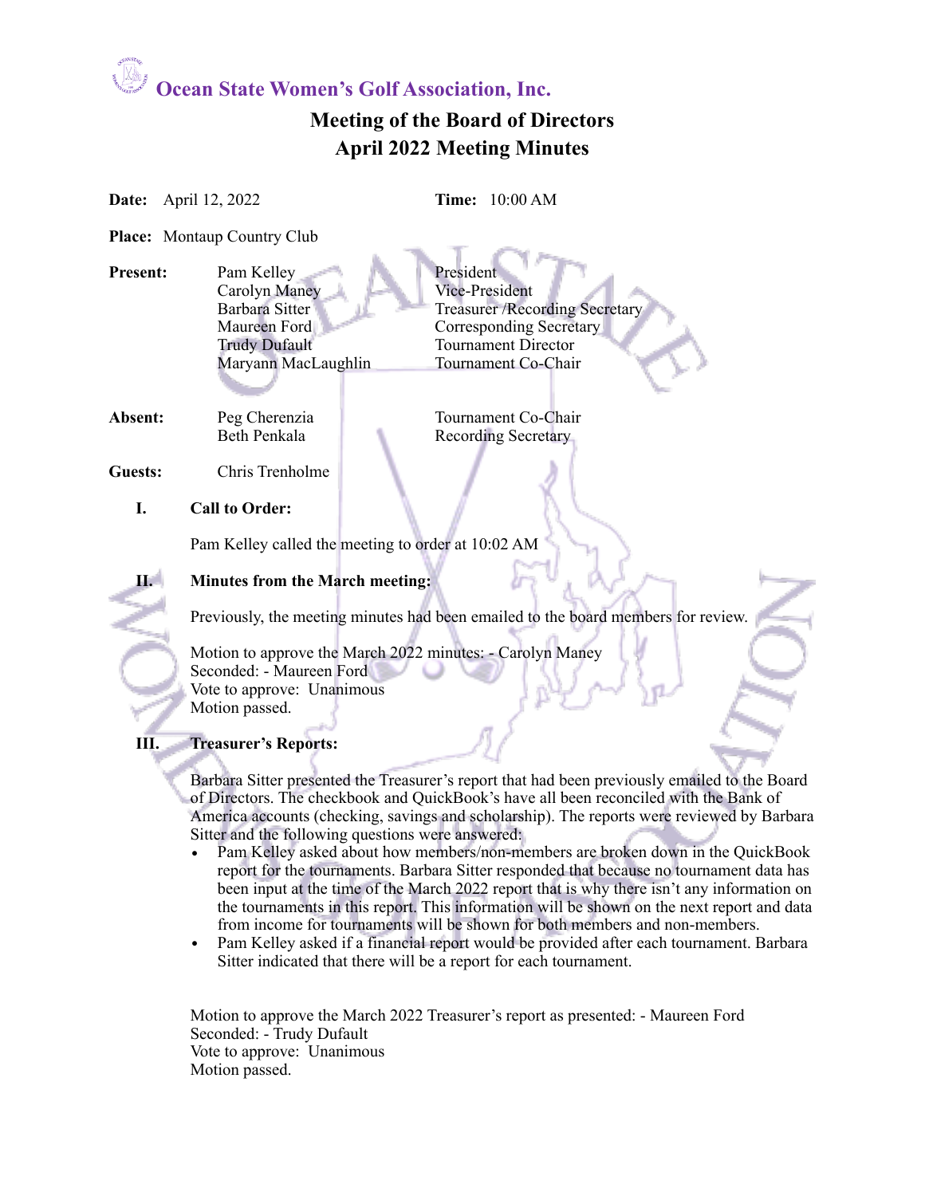# Ocean State Women's Golf Association, Inc.

## Meeting of the Board of Directors
## April 2022 Meeting Minutes

**Date:** April 12, 2022 **Time:** 10:00 AM

**Place:** Montaup Country Club

| | | |
|---|---|---|
| **Present:** | Pam Kelley | President |
| | Carolyn Maney | Vice-President |
| | Barbara Sitter | Treasurer /Recording Secretary |
| | Maureen Ford | Corresponding Secretary |
| | Trudy Dufault | Tournament Director |
| | Maryann MacLaughlin | Tournament Co-Chair |
| **Absent:** | Peg Cherenzia | Tournament Co-Chair |
| | Beth Penkala | Recording Secretary |
| **Guests:** | Chris Trenholme | |

### I. Call to Order:

Pam Kelley called the meeting to order at 10:02 AM

### II. Minutes from the March meeting:

Previously, the meeting minutes had been emailed to the board members for review.

Motion to approve the March 2022 minutes: - Carolyn Maney
Seconded: - Maureen Ford
Vote to approve: Unanimous
Motion passed.

### III. Treasurer's Reports:

Barbara Sitter presented the Treasurer's report that had been previously emailed to the Board of Directors. The checkbook and QuickBook's have all been reconciled with the Bank of America accounts (checking, savings and scholarship). The reports were reviewed by Barbara Sitter and the following questions were answered:

- Pam Kelley asked about how members/non-members are broken down in the QuickBook report for the tournaments. Barbara Sitter responded that because no tournament data has been input at the time of the March 2022 report that is why there isn't any information on the tournaments in this report. This information will be shown on the next report and data from income for tournaments will be shown for both members and non-members.
- Pam Kelley asked if a financial report would be provided after each tournament. Barbara Sitter indicated that there will be a report for each tournament.

Motion to approve the March 2022 Treasurer's report as presented: - Maureen Ford
Seconded: - Trudy Dufault
Vote to approve: Unanimous
Motion passed.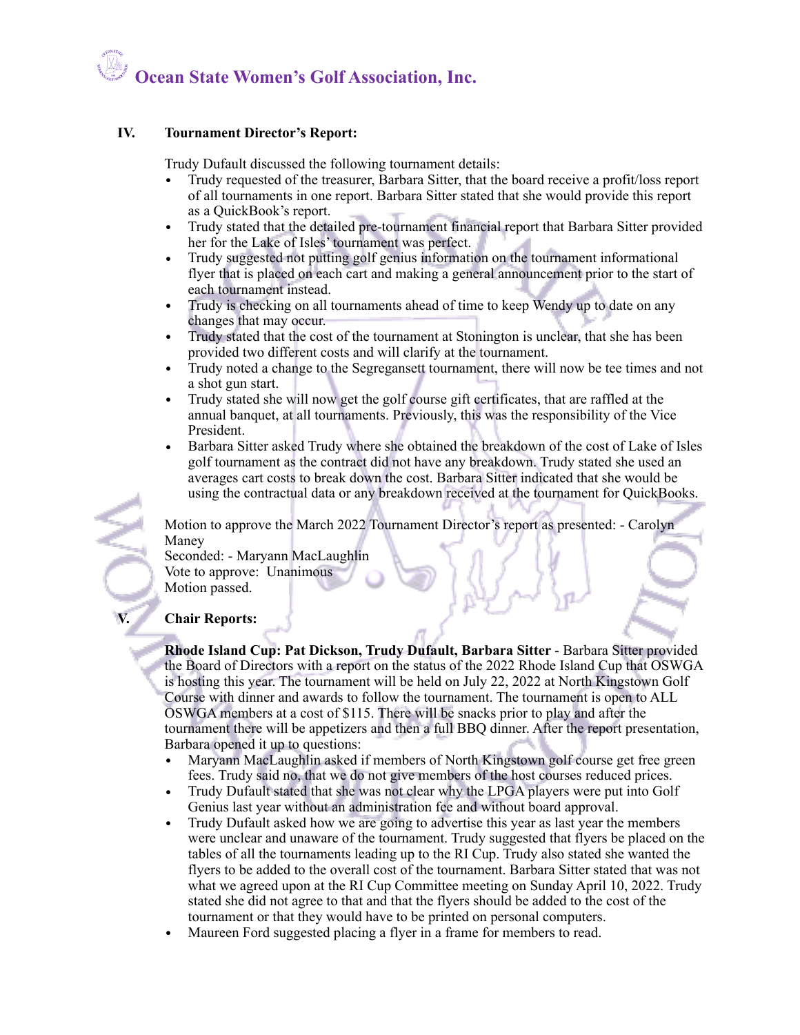## IV. Tournament Director's Report:

Trudy Dufault discussed the following tournament details:

- Trudy requested of the treasurer, Barbara Sitter, that the board receive a profit/loss report of all tournaments in one report. Barbara Sitter stated that she would provide this report as a QuickBook's report.
- Trudy stated that the detailed pre-tournament financial report that Barbara Sitter provided her for the Lake of Isles' tournament was perfect.
- Trudy suggested not putting golf genius information on the tournament informational flyer that is placed on each cart and making a general announcement prior to the start of each tournament instead.
- Trudy is checking on all tournaments ahead of time to keep Wendy up to date on any changes that may occur.
- Trudy stated that the cost of the tournament at Stonington is unclear, that she has been provided two different costs and will clarify at the tournament.
- Trudy noted a change to the Segregansett tournament, there will now be tee times and not a shot gun start.
- Trudy stated she will now get the golf course gift certificates, that are raffled at the annual banquet, at all tournaments. Previously, this was the responsibility of the Vice President.
- Barbara Sitter asked Trudy where she obtained the breakdown of the cost of Lake of Isles golf tournament as the contract did not have any breakdown. Trudy stated she used an averages cart costs to break down the cost. Barbara Sitter indicated that she would be using the contractual data or any breakdown received at the tournament for QuickBooks.

Motion to approve the March 2022 Tournament Director's report as presented: - Carolyn Maney
Seconded: - Maryann MacLaughlin
Vote to approve: Unanimous
Motion passed.

## V. Chair Reports:

**Rhode Island Cup: Pat Dickson, Trudy Dufault, Barbara Sitter** - Barbara Sitter provided the Board of Directors with a report on the status of the 2022 Rhode Island Cup that OSWGA is hosting this year. The tournament will be held on July 22, 2022 at North Kingstown Golf Course with dinner and awards to follow the tournament. The tournament is open to ALL OSWGA members at a cost of $115. There will be snacks prior to play and after the tournament there will be appetizers and then a full BBQ dinner. After the report presentation, Barbara opened it up to questions:

- Maryann MacLaughlin asked if members of North Kingstown golf course get free green fees. Trudy said no, that we do not give members of the host courses reduced prices.
- Trudy Dufault stated that she was not clear why the LPGA players were put into Golf Genius last year without an administration fee and without board approval.
- Trudy Dufault asked how we are going to advertise this year as last year the members were unclear and unaware of the tournament. Trudy suggested that flyers be placed on the tables of all the tournaments leading up to the RI Cup. Trudy also stated she wanted the flyers to be added to the overall cost of the tournament. Barbara Sitter stated that was not what we agreed upon at the RI Cup Committee meeting on Sunday April 10, 2022. Trudy stated she did not agree to that and that the flyers should be added to the cost of the tournament or that they would have to be printed on personal computers.
- Maureen Ford suggested placing a flyer in a frame for members to read.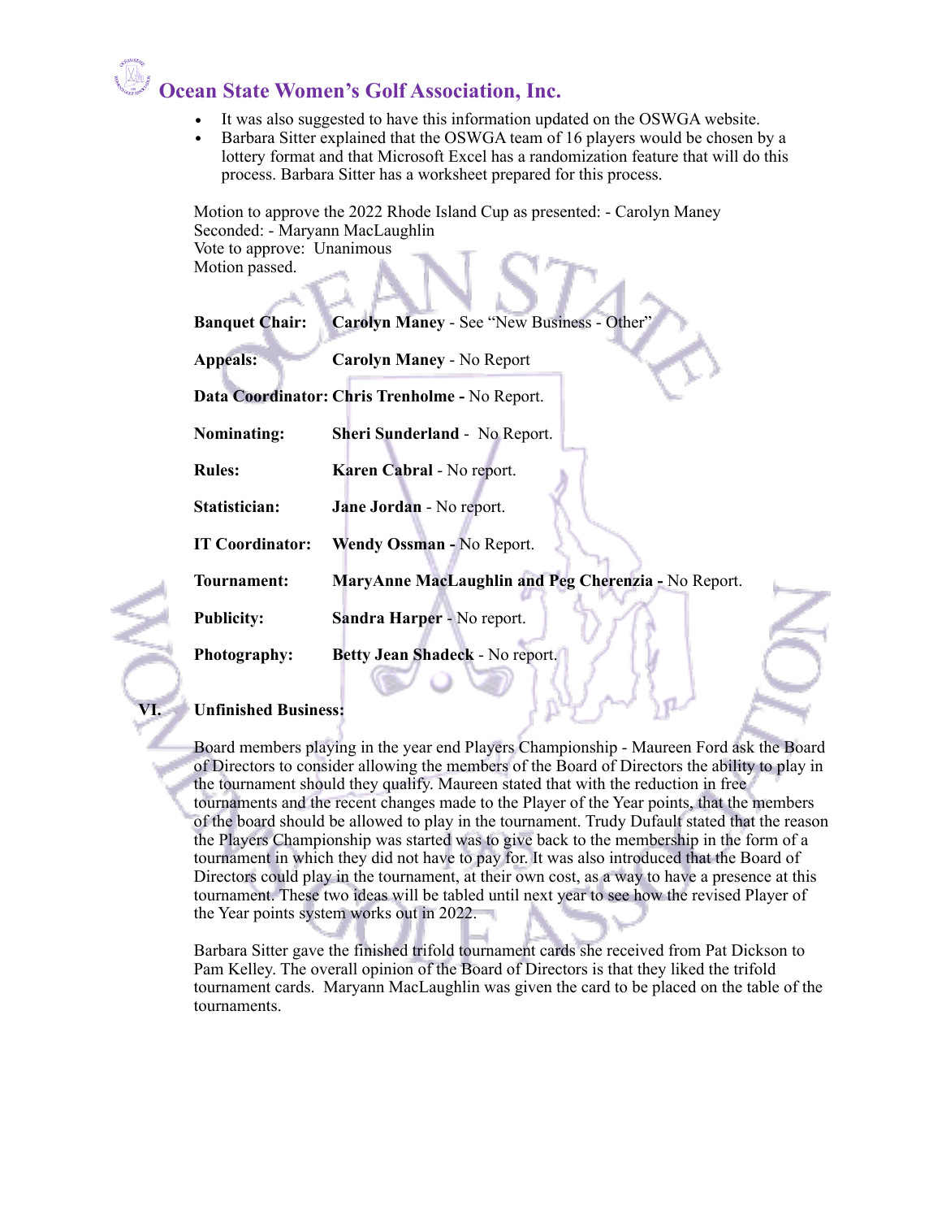- It was also suggested to have this information updated on the OSWGA website.
- Barbara Sitter explained that the OSWGA team of 16 players would be chosen by a lottery format and that Microsoft Excel has a randomization feature that will do this process. Barbara Sitter has a worksheet prepared for this process.

Motion to approve the 2022 Rhode Island Cup as presented: - Carolyn Maney
Seconded: - Maryann MacLaughlin
Vote to approve: Unanimous
Motion passed.

**Banquet Chair:** **Carolyn Maney** - See "New Business - Other"

**Appeals:** **Carolyn Maney** - No Report

**Data Coordinator:** **Chris Trenholme -** No Report.

**Nominating:** **Sheri Sunderland** - No Report.

**Rules:** **Karen Cabral** - No report.

**Statistician:** **Jane Jordan** - No report.

**IT Coordinator:** **Wendy Ossman -** No Report.

**Tournament:** **MaryAnne MacLaughlin and Peg Cherenzia -** No Report.

**Publicity:** **Sandra Harper** - No report.

**Photography:** **Betty Jean Shadeck** - No report.

## VI. Unfinished Business:

Board members playing in the year end Players Championship - Maureen Ford ask the Board of Directors to consider allowing the members of the Board of Directors the ability to play in the tournament should they qualify. Maureen stated that with the reduction in free tournaments and the recent changes made to the Player of the Year points, that the members of the board should be allowed to play in the tournament. Trudy Dufault stated that the reason the Players Championship was started was to give back to the membership in the form of a tournament in which they did not have to pay for. It was also introduced that the Board of Directors could play in the tournament, at their own cost, as a way to have a presence at this tournament. These two ideas will be tabled until next year to see how the revised Player of the Year points system works out in 2022.

Barbara Sitter gave the finished trifold tournament cards she received from Pat Dickson to Pam Kelley. The overall opinion of the Board of Directors is that they liked the trifold tournament cards. Maryann MacLaughlin was given the card to be placed on the table of the tournaments.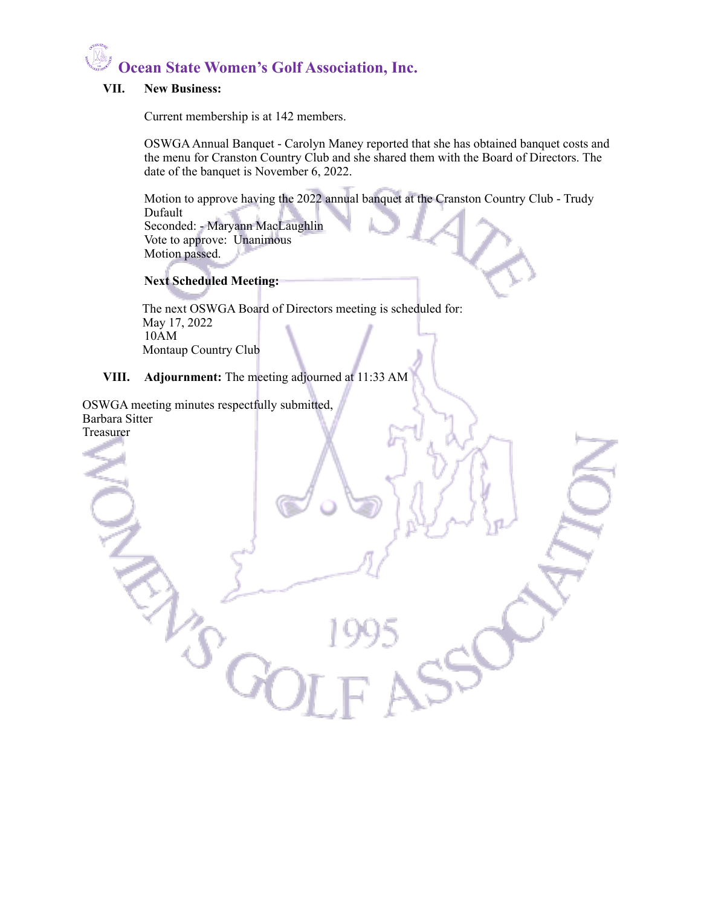### VII. New Business:

Current membership is at 142 members.

OSWGA Annual Banquet - Carolyn Maney reported that she has obtained banquet costs and the menu for Cranston Country Club and she shared them with the Board of Directors. The date of the banquet is November 6, 2022.

Motion to approve having the 2022 annual banquet at the Cranston Country Club - Trudy Dufault
Seconded: - Maryann MacLaughlin
Vote to approve: Unanimous
Motion passed.

**Next Scheduled Meeting:**

The next OSWGA Board of Directors meeting is scheduled for:
May 17, 2022
10AM
Montaup Country Club

### VIII. Adjournment: The meeting adjourned at 11:33 AM

OSWGA meeting minutes respectfully submitted,
Barbara Sitter
Treasurer